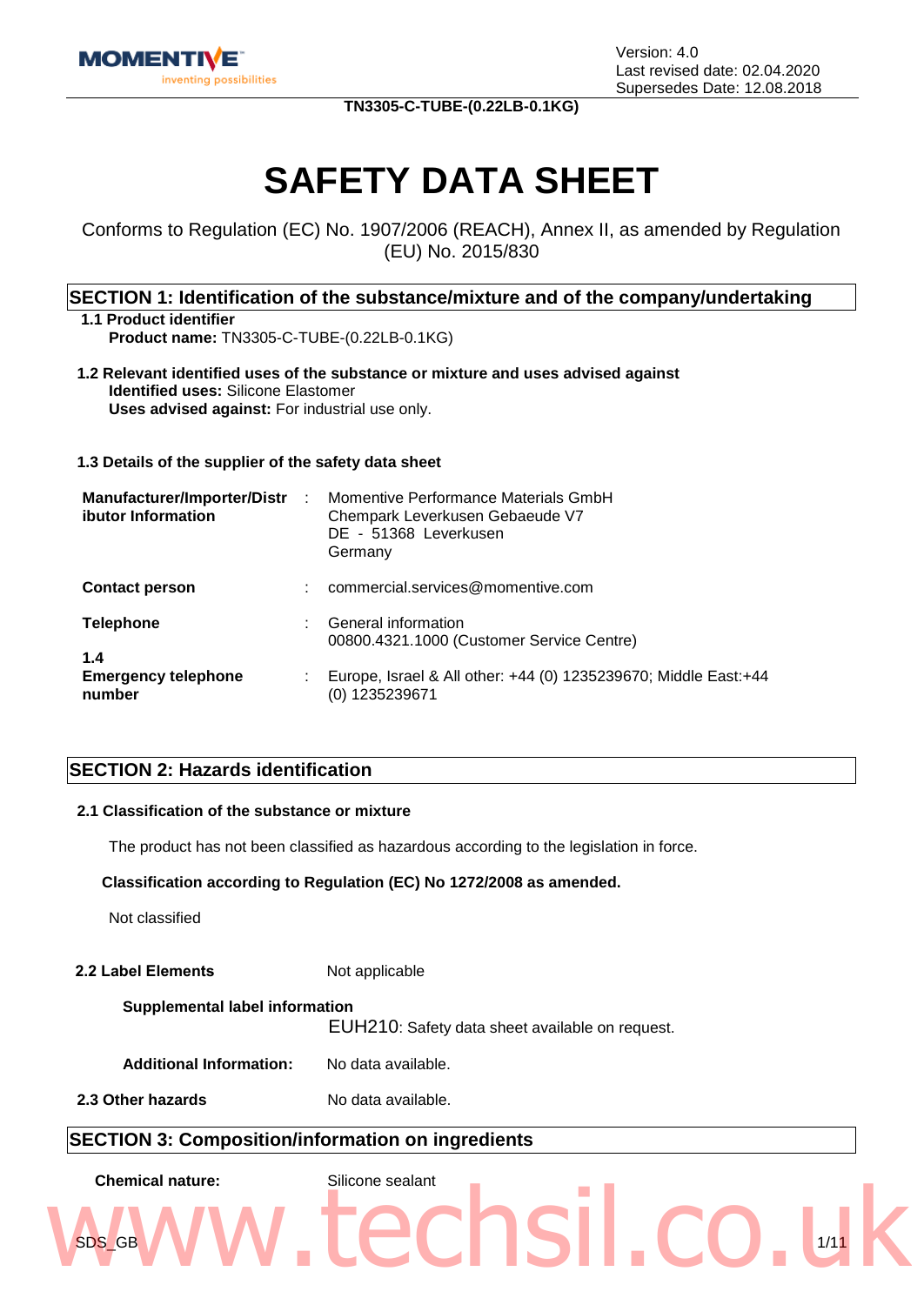# SAFETY DATA SHEET

Conforms to Regulation (EC) No. 1907/2006 (REACH), Annex II, as amended by Regulation (EU) No. 2015/830

## SECTION 1: Identification of the substance/mixture and of the company/undertaking

**1.1 Product identifier**

**Product name:** TN3305-C-TUBE-(0.22LB-0.1KG)

**1.2 Relevant identified uses of the substance or mixture and uses advised against**

**Identified uses:** Silicone Elastomer

**Uses advised against:** For industrial use only.

**1.3 Details of the supplier of the safety data sheet**

| | | |
|---|---|---|
| **Manufacturer/Importer/Distributor Information** | : | Momentive Performance Materials GmbH<br>Chempark Leverkusen Gebaeude V7<br>DE - 51368 Leverkusen<br>Germany |
| **Contact person** | : | commercial.services@momentive.com |
| **Telephone** | : | General information<br>00800.4321.1000 (Customer Service Centre) |
| **1.4 Emergency telephone number** | : | Europe, Israel & All other: +44 (0) 1235239670; Middle East:+44 (0) 1235239671 |

## SECTION 2: Hazards identification

**2.1 Classification of the substance or mixture**

The product has not been classified as hazardous according to the legislation in force.

**Classification according to Regulation (EC) No 1272/2008 as amended.**

Not classified

**2.2 Label Elements** Not applicable

**Supplemental label information**

EUH210: Safety data sheet available on request.

**Additional Information:** No data available.

**2.3 Other hazards** No data available.

## SECTION 3: Composition/information on ingredients

**Chemical nature:** Silicone sealant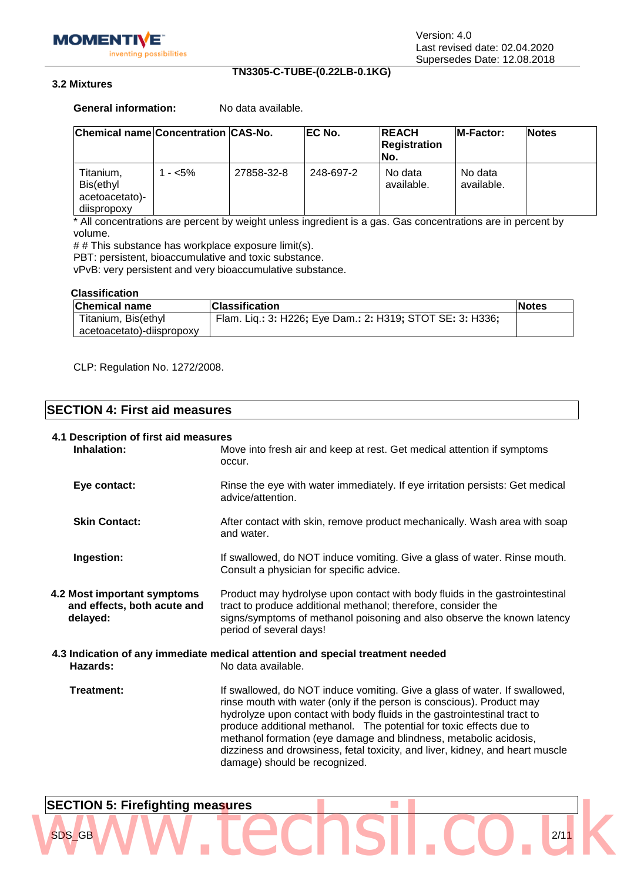### 3.2 Mixtures

**General information:** No data available.

| Chemical name | Concentration | CAS-No. | EC No. | REACH Registration No. | M-Factor: | Notes |
|---|---|---|---|---|---|---|
| Titanium, Bis(ethyl acetoacetato)-diispropoxy | 1 - <5% | 27858-32-8 | 248-697-2 | No data available. | No data available. | |

* All concentrations are percent by weight unless ingredient is a gas. Gas concentrations are in percent by volume.
# # This substance has workplace exposure limit(s).
PBT: persistent, bioaccumulative and toxic substance.
vPvB: very persistent and very bioaccumulative substance.

**Classification**

| Chemical name | Classification | Notes |
|---|---|---|
| Titanium, Bis(ethyl acetoacetato)-diispropoxy | Flam. Liq.: 3: H226; Eye Dam.: 2: H319; STOT SE: 3: H336; | |

CLP: Regulation No. 1272/2008.

## SECTION 4: First aid measures

### 4.1 Description of first aid measures

**Inhalation:** Move into fresh air and keep at rest. Get medical attention if symptoms occur.

**Eye contact:** Rinse the eye with water immediately. If eye irritation persists: Get medical advice/attention.

**Skin Contact:** After contact with skin, remove product mechanically. Wash area with soap and water.

**Ingestion:** If swallowed, do NOT induce vomiting. Give a glass of water. Rinse mouth. Consult a physician for specific advice.

**4.2 Most important symptoms and effects, both acute and delayed:** Product may hydrolyse upon contact with body fluids in the gastrointestinal tract to produce additional methanol; therefore, consider the signs/symptoms of methanol poisoning and also observe the known latency period of several days!

### 4.3 Indication of any immediate medical attention and special treatment needed

**Hazards:** No data available.

**Treatment:** If swallowed, do NOT induce vomiting. Give a glass of water. If swallowed, rinse mouth with water (only if the person is conscious). Product may hydrolyze upon contact with body fluids in the gastrointestinal tract to produce additional methanol. The potential for toxic effects due to methanol formation (eye damage and blindness, metabolic acidosis, dizziness and drowsiness, fetal toxicity, and liver, kidney, and heart muscle damage) should be recognized.

## SECTION 5: Firefighting measures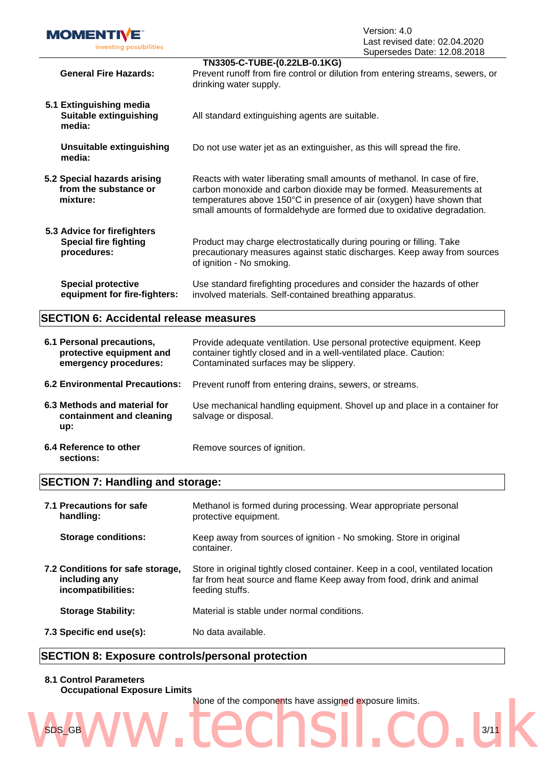**TN3305-C-TUBE-(0.22LB-0.1KG)**

| | |
|---|---|
| **General Fire Hazards:** | Prevent runoff from fire control or dilution from entering streams, sewers, or drinking water supply. |
| **5.1 Extinguishing media** **Suitable extinguishing media:** | All standard extinguishing agents are suitable. |
| **Unsuitable extinguishing media:** | Do not use water jet as an extinguisher, as this will spread the fire. |
| **5.2 Special hazards arising from the substance or mixture:** | Reacts with water liberating small amounts of methanol. In case of fire, carbon monoxide and carbon dioxide may be formed. Measurements at temperatures above 150°C in presence of air (oxygen) have shown that small amounts of formaldehyde are formed due to oxidative degradation. |
| **5.3 Advice for firefighters** **Special fire fighting procedures:** | Product may charge electrostatically during pouring or filling. Take precautionary measures against static discharges. Keep away from sources of ignition - No smoking. |
| **Special protective equipment for fire-fighters:** | Use standard firefighting procedures and consider the hazards of other involved materials. Self-contained breathing apparatus. |

## SECTION 6: Accidental release measures

| | |
|---|---|
| **6.1 Personal precautions, protective equipment and emergency procedures:** | Provide adequate ventilation. Use personal protective equipment. Keep container tightly closed and in a well-ventilated place. Caution: Contaminated surfaces may be slippery. |
| **6.2 Environmental Precautions:** | Prevent runoff from entering drains, sewers, or streams. |
| **6.3 Methods and material for containment and cleaning up:** | Use mechanical handling equipment. Shovel up and place in a container for salvage or disposal. |
| **6.4 Reference to other sections:** | Remove sources of ignition. |

## SECTION 7: Handling and storage:

| | |
|---|---|
| **7.1 Precautions for safe handling:** | Methanol is formed during processing. Wear appropriate personal protective equipment. |
| **Storage conditions:** | Keep away from sources of ignition - No smoking. Store in original container. |
| **7.2 Conditions for safe storage, including any incompatibilities:** | Store in original tightly closed container. Keep in a cool, ventilated location far from heat source and flame Keep away from food, drink and animal feeding stuffs. |
| **Storage Stability:** | Material is stable under normal conditions. |
| **7.3 Specific end use(s):** | No data available. |

## SECTION 8: Exposure controls/personal protection

**8.1 Control Parameters**
**Occupational Exposure Limits**

None of the components have assigned exposure limits.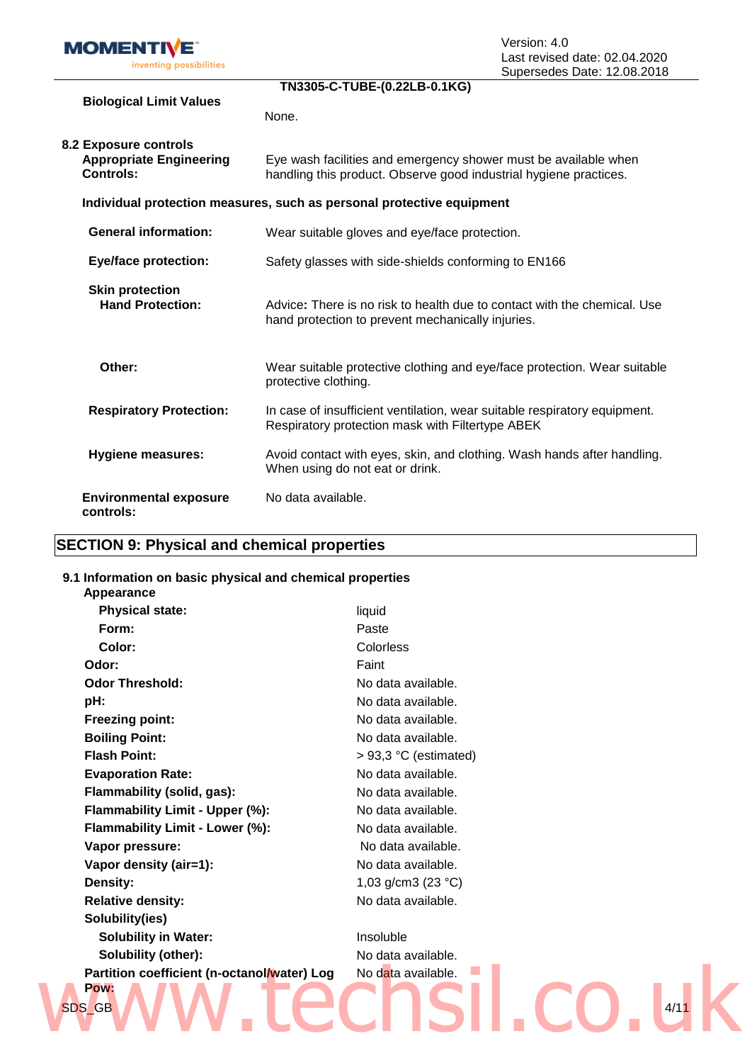**Biological Limit Values**

None.

**8.2 Exposure controls**

| | |
|---|---|
| **Appropriate Engineering Controls:** | Eye wash facilities and emergency shower must be available when handling this product. Observe good industrial hygiene practices. |

**Individual protection measures, such as personal protective equipment**

| | |
|---|---|
| **General information:** | Wear suitable gloves and eye/face protection. |
| **Eye/face protection:** | Safety glasses with side-shields conforming to EN166 |
| **Skin protection** | |
| **Hand Protection:** | Advice**:** There is no risk to health due to contact with the chemical. Use hand protection to prevent mechanically injuries. |
| **Other:** | Wear suitable protective clothing and eye/face protection. Wear suitable protective clothing. |
| **Respiratory Protection:** | In case of insufficient ventilation, wear suitable respiratory equipment. Respiratory protection mask with Filtertype ABEK |
| **Hygiene measures:** | Avoid contact with eyes, skin, and clothing. Wash hands after handling. When using do not eat or drink. |
| **Environmental exposure controls:** | No data available. |

## SECTION 9: Physical and chemical properties

**9.1 Information on basic physical and chemical properties**

| | |
|---|---|
| **Appearance** | |
| **Physical state:** | liquid |
| **Form:** | Paste |
| **Color:** | Colorless |
| **Odor:** | Faint |
| **Odor Threshold:** | No data available. |
| **pH:** | No data available. |
| **Freezing point:** | No data available. |
| **Boiling Point:** | No data available. |
| **Flash Point:** | > 93,3 °C (estimated) |
| **Evaporation Rate:** | No data available. |
| **Flammability (solid, gas):** | No data available. |
| **Flammability Limit - Upper (%):** | No data available. |
| **Flammability Limit - Lower (%):** | No data available. |
| **Vapor pressure:** | No data available. |
| **Vapor density (air=1):** | No data available. |
| **Density:** | 1,03 g/cm3 (23 °C) |
| **Relative density:** | No data available. |
| **Solubility(ies)** | |
| **Solubility in Water:** | Insoluble |
| **Solubility (other):** | No data available. |
| **Partition coefficient (n-octanol/water) Log Pow:** | No data available. |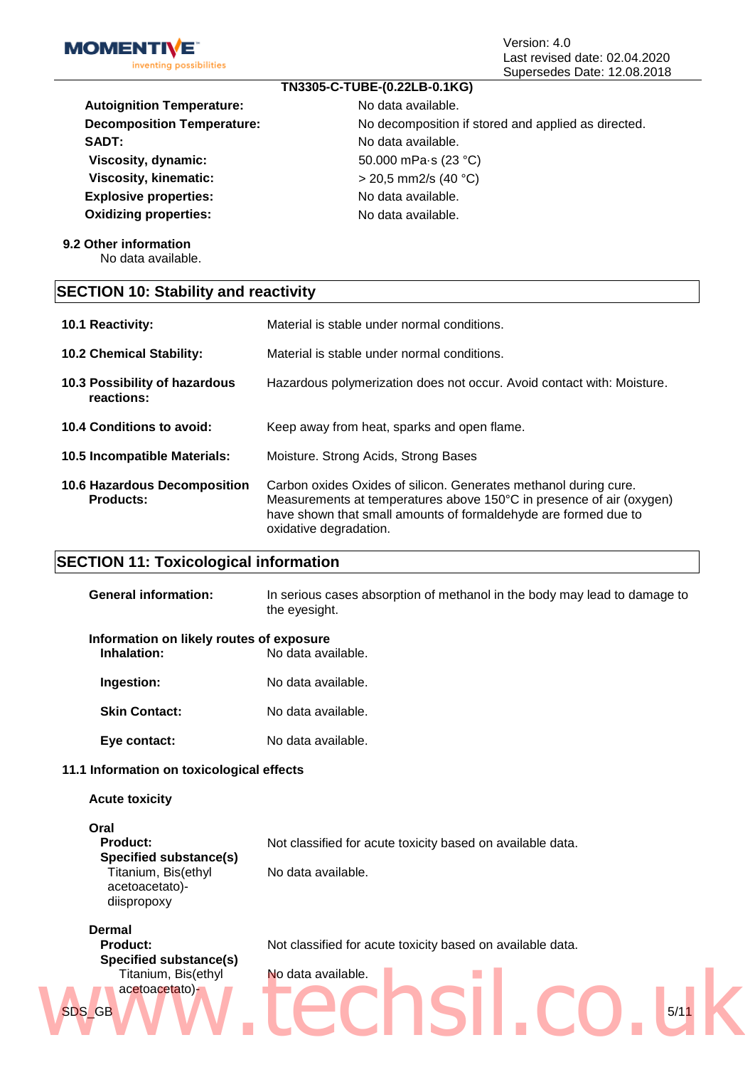**TN3305-C-TUBE-(0.22LB-0.1KG)**

| | |
|---|---|
| **Autoignition Temperature:** | No data available. |
| **Decomposition Temperature:** | No decomposition if stored and applied as directed. |
| **SADT:** | No data available. |
| **Viscosity, dynamic:** | 50.000 mPa·s (23 °C) |
| **Viscosity, kinematic:** | > 20,5 mm2/s (40 °C) |
| **Explosive properties:** | No data available. |
| **Oxidizing properties:** | No data available. |

**9.2 Other information**

No data available.

## SECTION 10: Stability and reactivity

| | |
|---|---|
| **10.1 Reactivity:** | Material is stable under normal conditions. |
| **10.2 Chemical Stability:** | Material is stable under normal conditions. |
| **10.3 Possibility of hazardous reactions:** | Hazardous polymerization does not occur. Avoid contact with: Moisture. |
| **10.4 Conditions to avoid:** | Keep away from heat, sparks and open flame. |
| **10.5 Incompatible Materials:** | Moisture. Strong Acids, Strong Bases |
| **10.6 Hazardous Decomposition Products:** | Carbon oxides Oxides of silicon. Generates methanol during cure. Measurements at temperatures above 150°C in presence of air (oxygen) have shown that small amounts of formaldehyde are formed due to oxidative degradation. |

## SECTION 11: Toxicological information

**General information:** In serious cases absorption of methanol in the body may lead to damage to the eyesight.

**Information on likely routes of exposure**

| | |
|---|---|
| **Inhalation:** | No data available. |
| **Ingestion:** | No data available. |
| **Skin Contact:** | No data available. |
| **Eye contact:** | No data available. |

**11.1 Information on toxicological effects**

**Acute toxicity**

**Oral**

| | |
|---|---|
| **Product:** | Not classified for acute toxicity based on available data. |
| **Specified substance(s)** | |
| Titanium, Bis(ethyl acetoacetato)-diispropoxy | No data available. |

**Dermal**

| | |
|---|---|
| **Product:** | Not classified for acute toxicity based on available data. |
| **Specified substance(s)** | |
| Titanium, Bis(ethyl acetoacetato)- | No data available. |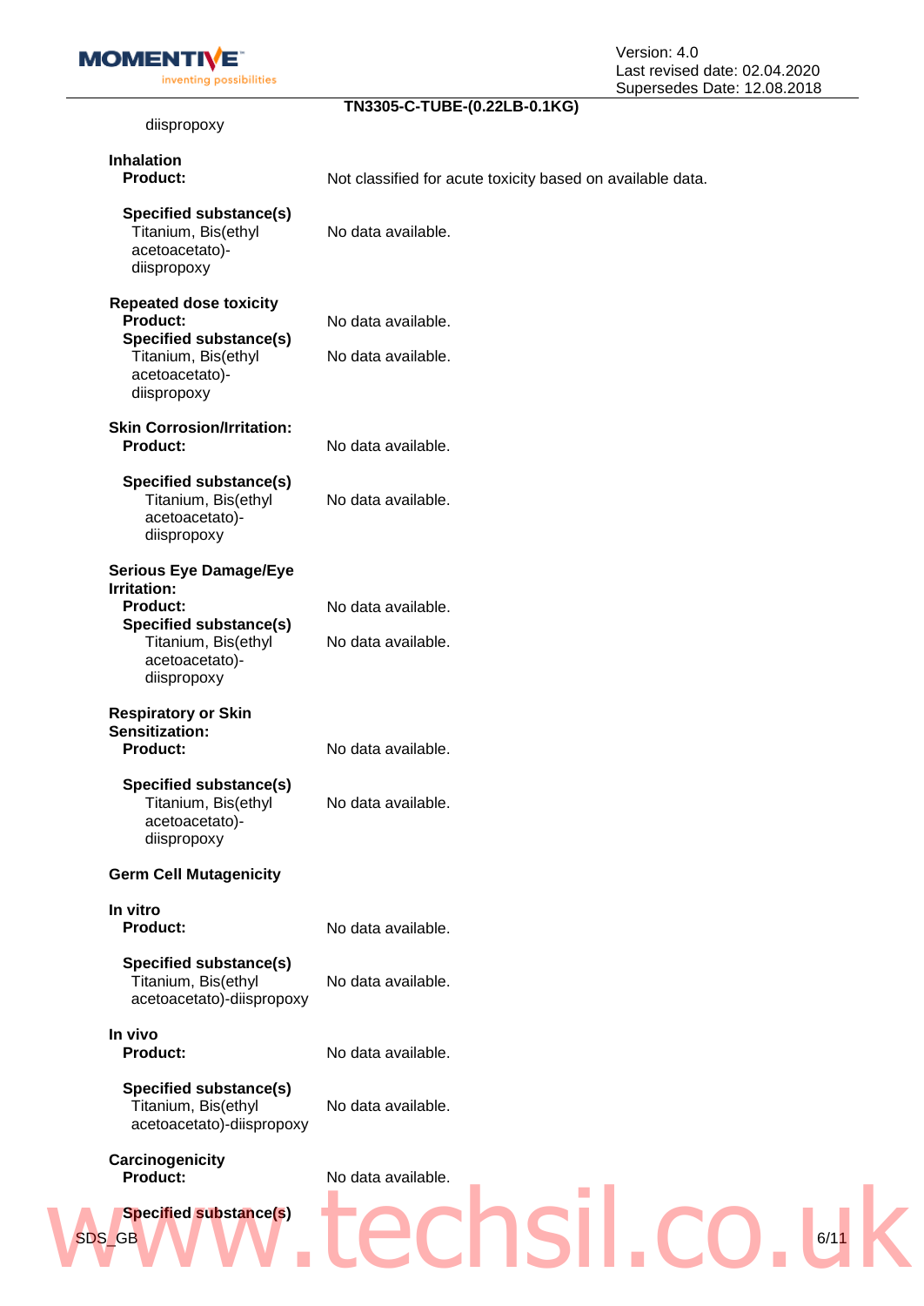diispropoxy

**Inhalation**

**Product:** Not classified for acute toxicity based on available data.

**Specified substance(s)**
Titanium, Bis(ethyl acetoacetato)-diispropoxy: No data available.

**Repeated dose toxicity**

**Product:** No data available.

**Specified substance(s)**
Titanium, Bis(ethyl acetoacetato)-diispropoxy: No data available.

**Skin Corrosion/Irritation:**

**Product:** No data available.

**Specified substance(s)**
Titanium, Bis(ethyl acetoacetato)-diispropoxy: No data available.

**Serious Eye Damage/Eye Irritation:**

**Product:** No data available.

**Specified substance(s)**
Titanium, Bis(ethyl acetoacetato)-diispropoxy: No data available.

**Respiratory or Skin Sensitization:**

**Product:** No data available.

**Specified substance(s)**
Titanium, Bis(ethyl acetoacetato)-diispropoxy: No data available.

**Germ Cell Mutagenicity**

**In vitro**

**Product:** No data available.

**Specified substance(s)**
Titanium, Bis(ethyl acetoacetato)-diispropoxy: No data available.

**In vivo**

**Product:** No data available.

**Specified substance(s)**
Titanium, Bis(ethyl acetoacetato)-diispropoxy: No data available.

**Carcinogenicity**

**Product:** No data available.

**Specified substance(s)**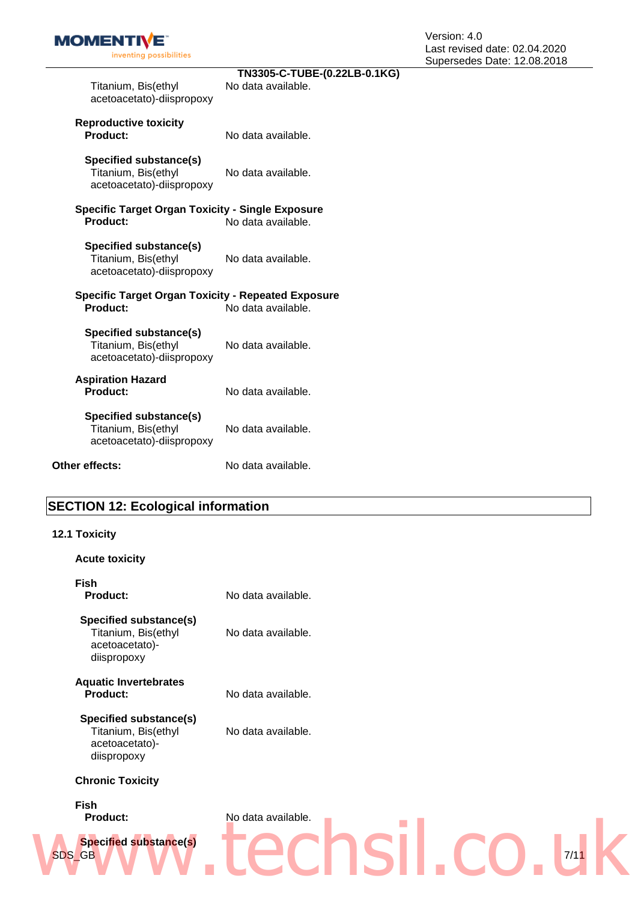Titanium, Bis(ethyl acetoacetato)-diispropoxy — No data available.

**Reproductive toxicity**

**Product:** No data available.

**Specified substance(s)**
Titanium, Bis(ethyl acetoacetato)-diispropoxy — No data available.

**Specific Target Organ Toxicity - Single Exposure**

**Product:** No data available.

**Specified substance(s)**
Titanium, Bis(ethyl acetoacetato)-diispropoxy — No data available.

**Specific Target Organ Toxicity - Repeated Exposure**

**Product:** No data available.

**Specified substance(s)**
Titanium, Bis(ethyl acetoacetato)-diispropoxy — No data available.

**Aspiration Hazard**

**Product:** No data available.

**Specified substance(s)**
Titanium, Bis(ethyl acetoacetato)-diispropoxy — No data available.

**Other effects:** No data available.

## SECTION 12: Ecological information

### 12.1 Toxicity

**Acute toxicity**

**Fish**

**Product:** No data available.

**Specified substance(s)**
Titanium, Bis(ethyl acetoacetato)-diispropoxy — No data available.

**Aquatic Invertebrates**

**Product:** No data available.

**Specified substance(s)**
Titanium, Bis(ethyl acetoacetato)-diispropoxy — No data available.

**Chronic Toxicity**

**Fish**

**Product:** No data available.

**Specified substance(s)**

www.techsil.co.uk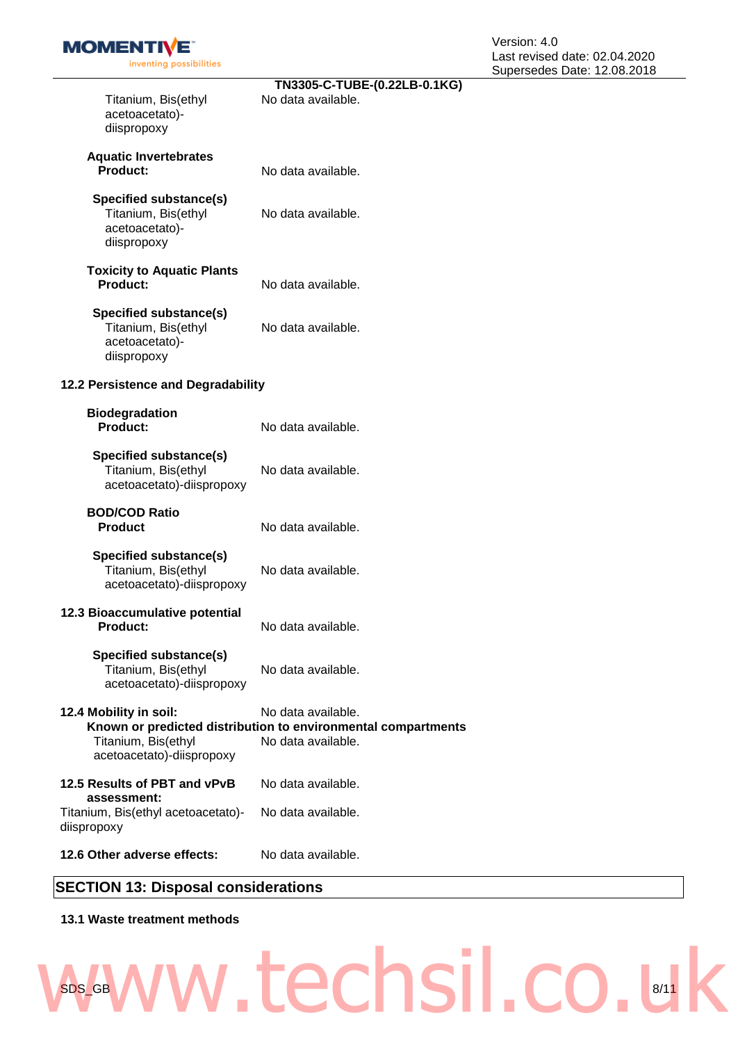TN3305-C-TUBE-(0.22LB-0.1KG)

| | |
|---|---|
| Titanium, Bis(ethyl acetoacetato)-diispropoxy | No data available. |

**Aquatic Invertebrates**

| | |
|---|---|
| **Product:** | No data available. |
| **Specified substance(s)** | |
| Titanium, Bis(ethyl acetoacetato)-diispropoxy | No data available. |

**Toxicity to Aquatic Plants**

| | |
|---|---|
| **Product:** | No data available. |
| **Specified substance(s)** | |
| Titanium, Bis(ethyl acetoacetato)-diispropoxy | No data available. |

**12.2 Persistence and Degradability**

**Biodegradation**

| | |
|---|---|
| **Product:** | No data available. |
| **Specified substance(s)** | |
| Titanium, Bis(ethyl acetoacetato)-diispropoxy | No data available. |

**BOD/COD Ratio**

| | |
|---|---|
| **Product** | No data available. |
| **Specified substance(s)** | |
| Titanium, Bis(ethyl acetoacetato)-diispropoxy | No data available. |

**12.3 Bioaccumulative potential**

| | |
|---|---|
| **Product:** | No data available. |
| **Specified substance(s)** | |
| Titanium, Bis(ethyl acetoacetato)-diispropoxy | No data available. |

**12.4 Mobility in soil:** No data available.

**Known or predicted distribution to environmental compartments**

| | |
|---|---|
| Titanium, Bis(ethyl acetoacetato)-diispropoxy | No data available. |

| | |
|---|---|
| **12.5 Results of PBT and vPvB assessment:** | No data available. |
| Titanium, Bis(ethyl acetoacetato)-diispropoxy | No data available. |
| **12.6 Other adverse effects:** | No data available. |

## SECTION 13: Disposal considerations

**13.1 Waste treatment methods**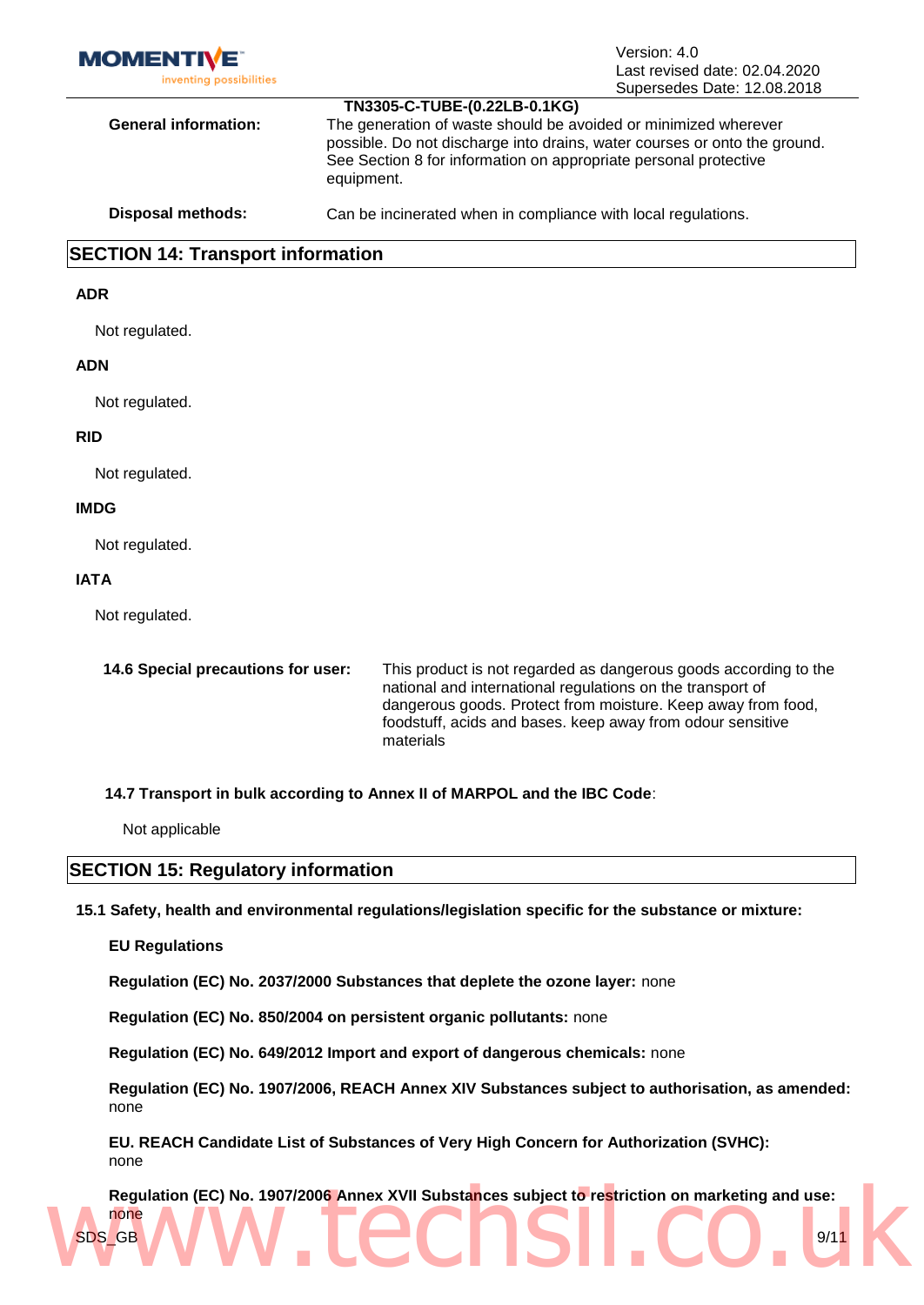**TN3305-C-TUBE-(0.22LB-0.1KG)**

**General information:** The generation of waste should be avoided or minimized wherever possible. Do not discharge into drains, water courses or onto the ground. See Section 8 for information on appropriate personal protective equipment.

**Disposal methods:** Can be incinerated when in compliance with local regulations.

## SECTION 14: Transport information

**ADR**

Not regulated.

**ADN**

Not regulated.

**RID**

Not regulated.

**IMDG**

Not regulated.

**IATA**

Not regulated.

**14.6 Special precautions for user:** This product is not regarded as dangerous goods according to the national and international regulations on the transport of dangerous goods. Protect from moisture. Keep away from food, foodstuff, acids and bases. keep away from odour sensitive materials

**14.7 Transport in bulk according to Annex II of MARPOL and the IBC Code**:

Not applicable

## SECTION 15: Regulatory information

**15.1 Safety, health and environmental regulations/legislation specific for the substance or mixture:**

**EU Regulations**

**Regulation (EC) No. 2037/2000 Substances that deplete the ozone layer:** none

**Regulation (EC) No. 850/2004 on persistent organic pollutants:** none

**Regulation (EC) No. 649/2012 Import and export of dangerous chemicals:** none

**Regulation (EC) No. 1907/2006, REACH Annex XIV Substances subject to authorisation, as amended:** none

**EU. REACH Candidate List of Substances of Very High Concern for Authorization (SVHC):** none

**Regulation (EC) No. 1907/2006 Annex XVII Substances subject to restriction on marketing and use:** none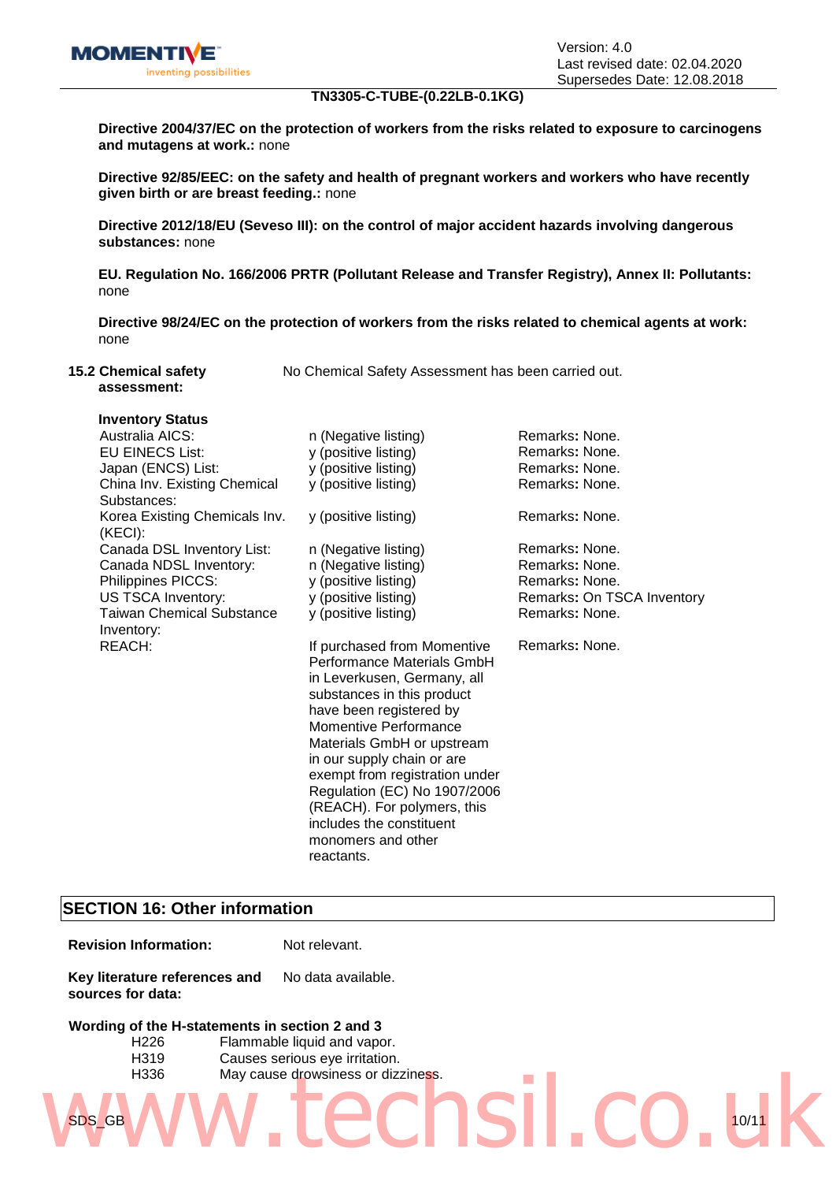**Directive 2004/37/EC on the protection of workers from the risks related to exposure to carcinogens and mutagens at work.:** none

**Directive 92/85/EEC: on the safety and health of pregnant workers and workers who have recently given birth or are breast feeding.:** none

**Directive 2012/18/EU (Seveso III): on the control of major accident hazards involving dangerous substances:** none

**EU. Regulation No. 166/2006 PRTR (Pollutant Release and Transfer Registry), Annex II: Pollutants:** none

**Directive 98/24/EC on the protection of workers from the risks related to chemical agents at work:** none

**15.2 Chemical safety assessment:** No Chemical Safety Assessment has been carried out.

**Inventory Status**

| | | |
|---|---|---|
| Australia AICS: | n (Negative listing) | Remarks**:** None. |
| EU EINECS List: | y (positive listing) | Remarks**:** None. |
| Japan (ENCS) List: | y (positive listing) | Remarks**:** None. |
| China Inv. Existing Chemical Substances: | y (positive listing) | Remarks**:** None. |
| Korea Existing Chemicals Inv. (KECI): | y (positive listing) | Remarks**:** None. |
| Canada DSL Inventory List: | n (Negative listing) | Remarks**:** None. |
| Canada NDSL Inventory: | n (Negative listing) | Remarks**:** None. |
| Philippines PICCS: | y (positive listing) | Remarks**:** None. |
| US TSCA Inventory: | y (positive listing) | Remarks**:** On TSCA Inventory |
| Taiwan Chemical Substance Inventory: | y (positive listing) | Remarks**:** None. |
| REACH: | If purchased from Momentive Performance Materials GmbH in Leverkusen, Germany, all substances in this product have been registered by Momentive Performance Materials GmbH or upstream in our supply chain or are exempt from registration under Regulation (EC) No 1907/2006 (REACH). For polymers, this includes the constituent monomers and other reactants. | Remarks**:** None. |

## SECTION 16: Other information

**Revision Information:** Not relevant.

**Key literature references and sources for data:** No data available.

**Wording of the H-statements in section 2 and 3**

| | |
|---|---|
| H226 | Flammable liquid and vapor. |
| H319 | Causes serious eye irritation. |
| H336 | May cause drowsiness or dizziness. |

www.techsil.co.uk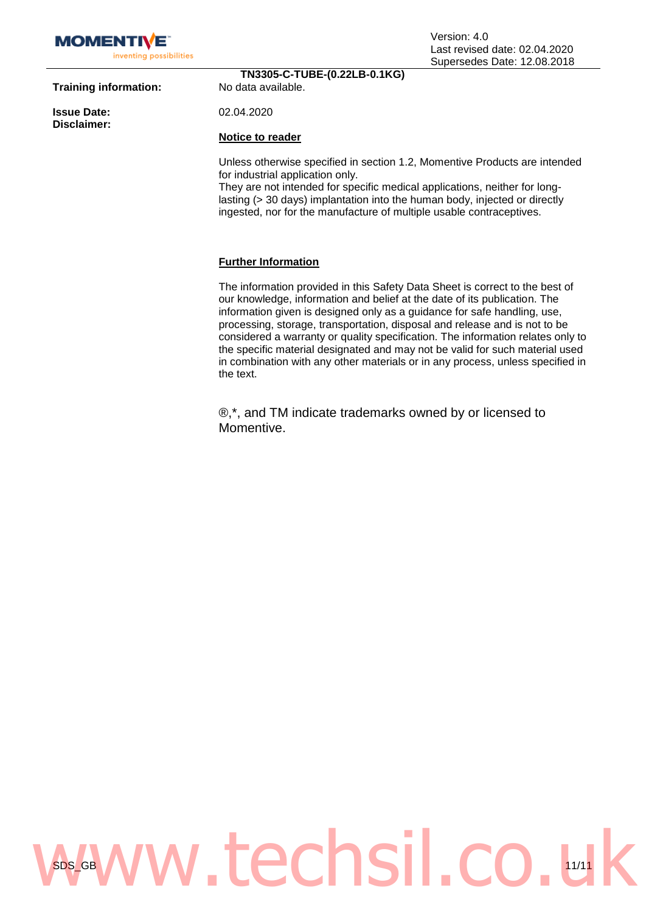**Training information:** No data available.

**Issue Date:** 02.04.2020

**Disclaimer:**

**Notice to reader**

Unless otherwise specified in section 1.2, Momentive Products are intended for industrial application only.
They are not intended for specific medical applications, neither for long-lasting (> 30 days) implantation into the human body, injected or directly ingested, nor for the manufacture of multiple usable contraceptives.

**Further Information**

The information provided in this Safety Data Sheet is correct to the best of our knowledge, information and belief at the date of its publication. The information given is designed only as a guidance for safe handling, use, processing, storage, transportation, disposal and release and is not to be considered a warranty or quality specification. The information relates only to the specific material designated and may not be valid for such material used in combination with any other materials or in any process, unless specified in the text.

®,*, and TM indicate trademarks owned by or licensed to Momentive.